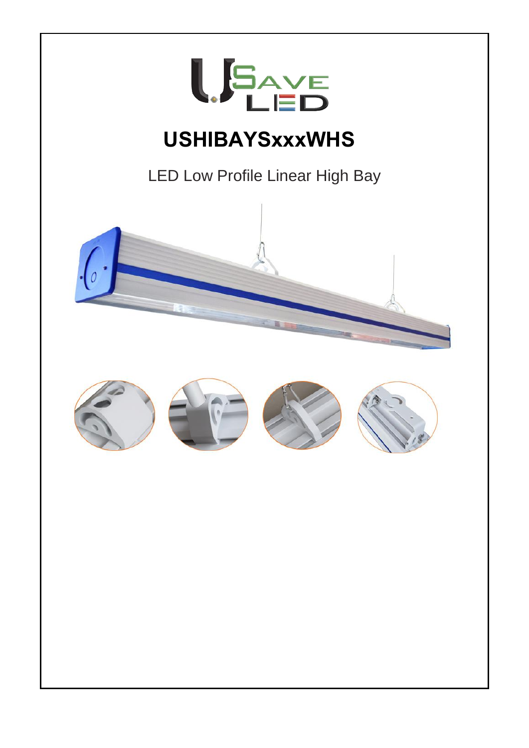# USHIBAYSxxxWHS

LED Low Profile Linear High Bay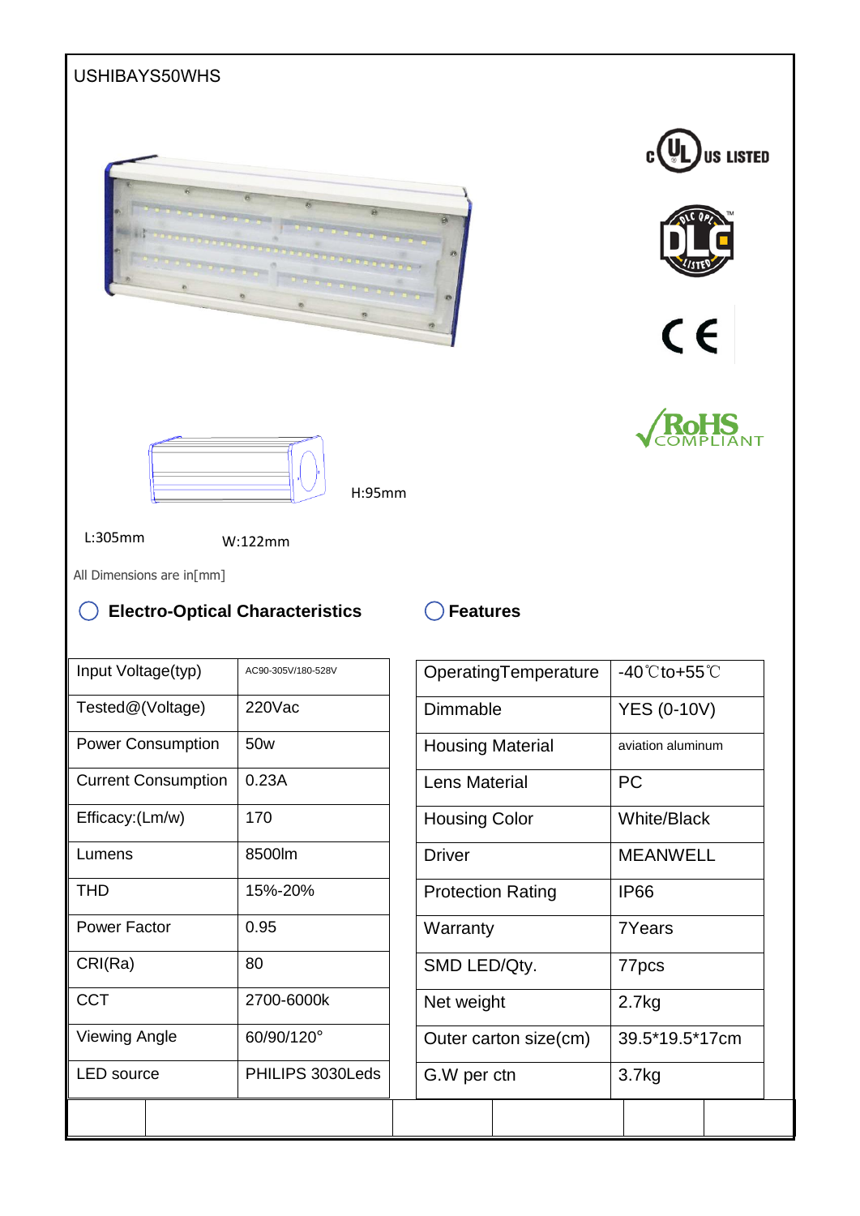USHIBAYS50WHS

H:95mm

L:305mm

W:122mm

All Dimensions are in[mm]

## Electro-Optical Characteristics

| Input Voltage(typ) | AC90-305V/180-528V |
|---|---|
| Tested@(Voltage) | 220Vac |
| Power Consumption | 50w |
| Current Consumption | 0.23A |
| Efficacy:(Lm/w) | 170 |
| Lumens | 8500lm |
| THD | 15%-20% |
| Power Factor | 0.95 |
| CRI(Ra) | 80 |
| CCT | 2700-6000k |
| Viewing Angle | 60/90/120° |
| LED source | PHILIPS 3030Leds |

## Features

| OperatingTemperature | -40℃to+55℃ |
|---|---|
| Dimmable | YES (0-10V) |
| Housing Material | aviation aluminum |
| Lens Material | PC |
| Housing Color | White/Black |
| Driver | MEANWELL |
| Protection Rating | IP66 |
| Warranty | 7Years |
| SMD LED/Qty. | 77pcs |
| Net weight | 2.7kg |
| Outer carton size(cm) | 39.5*19.5*17cm |
| G.W per ctn | 3.7kg |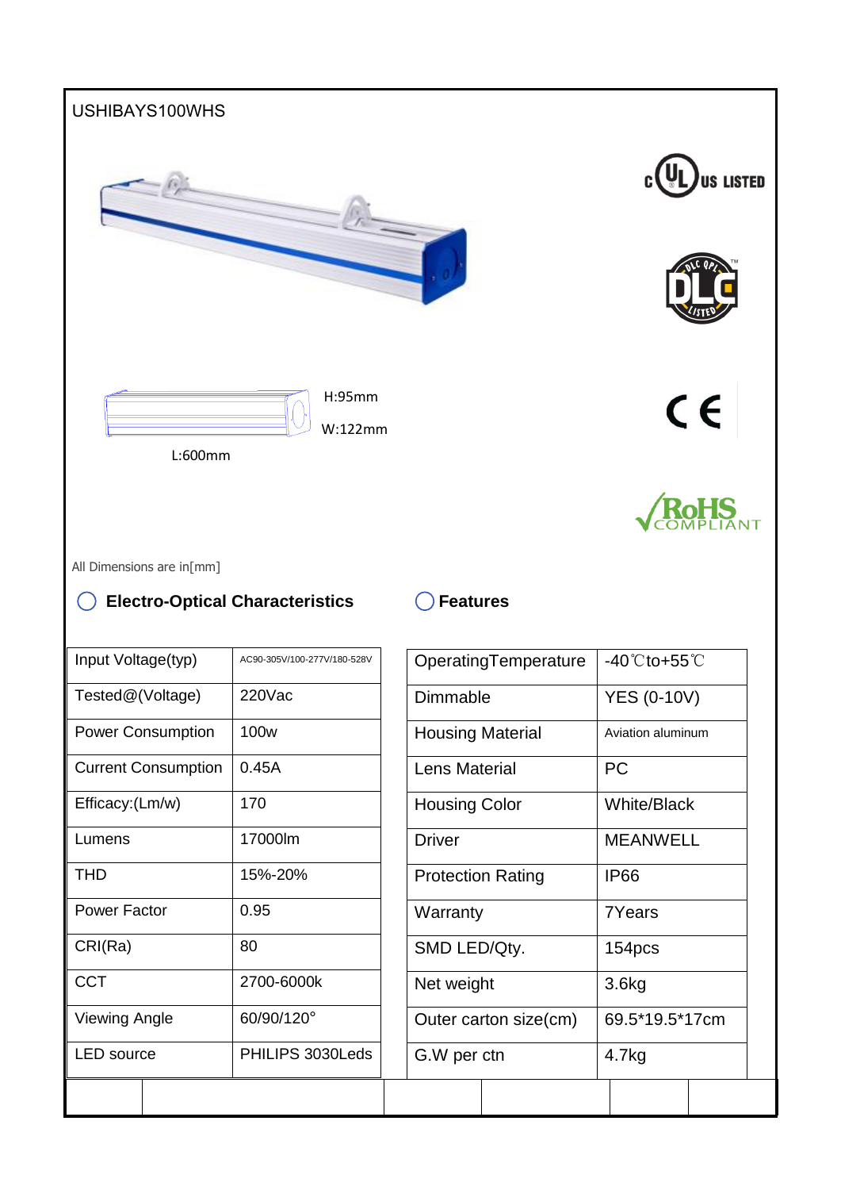USHIBAYS100WHS

H:95mm

W:122mm

L:600mm

All Dimensions are in[mm]

## Electro-Optical Characteristics

| Input Voltage(typ) | AC90-305V/100-277V/180-528V |
|---|---|
| Tested@(Voltage) | 220Vac |
| Power Consumption | 100w |
| Current Consumption | 0.45A |
| Efficacy:(Lm/w) | 170 |
| Lumens | 17000lm |
| THD | 15%-20% |
| Power Factor | 0.95 |
| CRI(Ra) | 80 |
| CCT | 2700-6000k |
| Viewing Angle | 60/90/120° |
| LED source | PHILIPS 3030Leds |

## Features

| OperatingTemperature | -40℃to+55℃ |
|---|---|
| Dimmable | YES (0-10V) |
| Housing Material | Aviation aluminum |
| Lens Material | PC |
| Housing Color | White/Black |
| Driver | MEANWELL |
| Protection Rating | IP66 |
| Warranty | 7Years |
| SMD LED/Qty. | 154pcs |
| Net weight | 3.6kg |
| Outer carton size(cm) | 69.5*19.5*17cm |
| G.W per ctn | 4.7kg |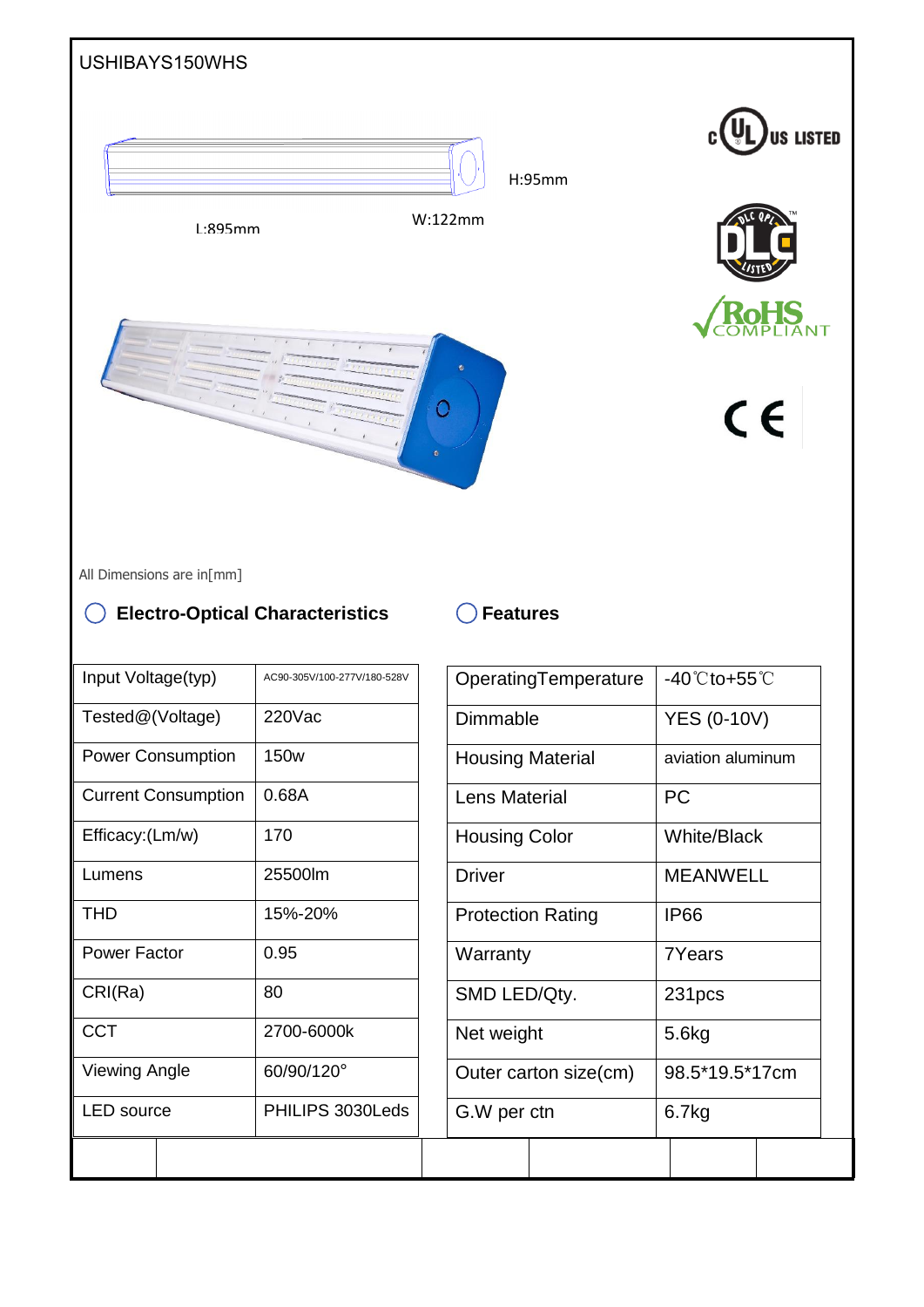USHIBAYS150WHS

H:95mm

L:895mm

W:122mm

c UL US LISTED

DLC QPL LISTED

RoHS COMPLIANT

CE

All Dimensions are in[mm]

## Electro-Optical Characteristics

| Input Voltage(typ) | AC90-305V/100-277V/180-528V |
|---|---|
| Tested@(Voltage) | 220Vac |
| Power Consumption | 150w |
| Current Consumption | 0.68A |
| Efficacy:(Lm/w) | 170 |
| Lumens | 25500lm |
| THD | 15%-20% |
| Power Factor | 0.95 |
| CRI(Ra) | 80 |
| CCT | 2700-6000k |
| Viewing Angle | 60/90/120° |
| LED source | PHILIPS 3030Leds |

## Features

| OperatingTemperature | -40℃to+55℃ |
|---|---|
| Dimmable | YES (0-10V) |
| Housing Material | aviation aluminum |
| Lens Material | PC |
| Housing Color | White/Black |
| Driver | MEANWELL |
| Protection Rating | IP66 |
| Warranty | 7Years |
| SMD LED/Qty. | 231pcs |
| Net weight | 5.6kg |
| Outer carton size(cm) | 98.5*19.5*17cm |
| G.W per ctn | 6.7kg |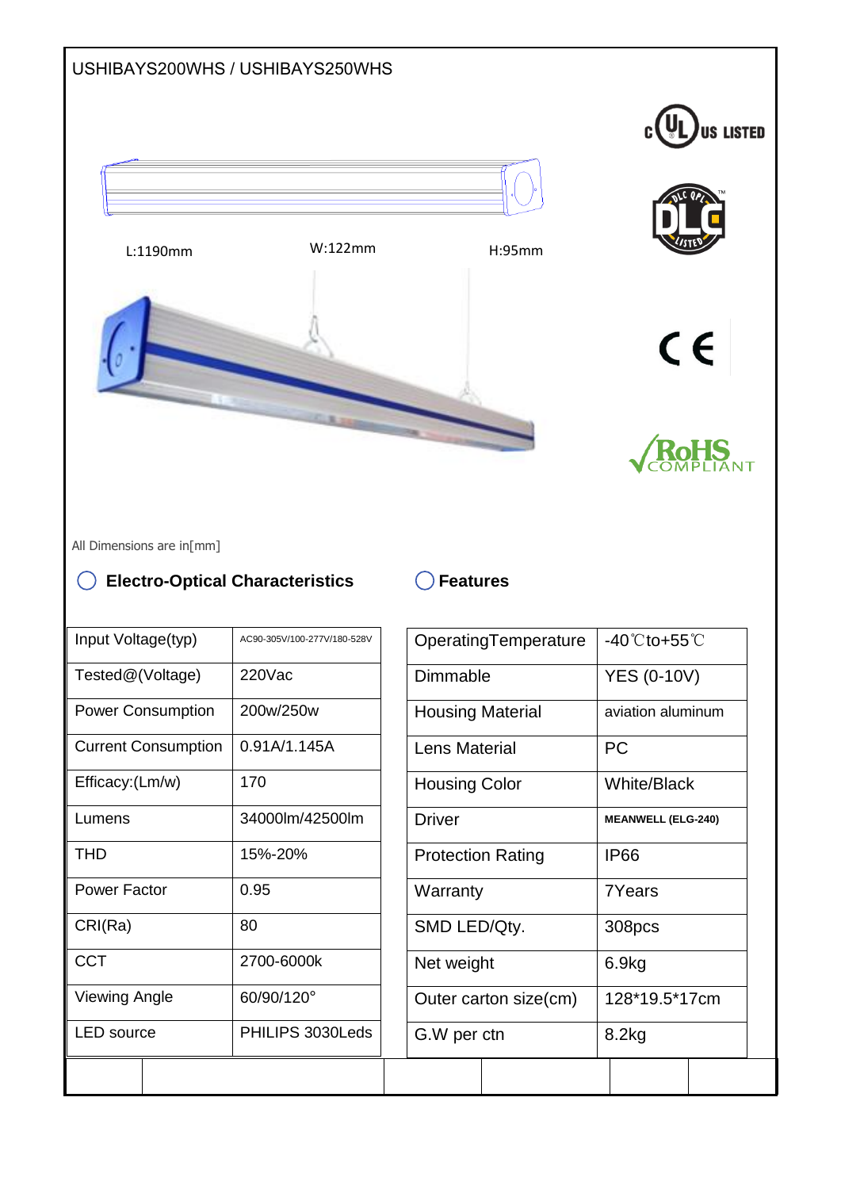USHIBAYS200WHS / USHIBAYS250WHS

c UL us LISTED

L:1190mm W:122mm H:95mm

DLC QPL LISTED

CE

RoHS COMPLIANT

All Dimensions are in[mm]

### Electro-Optical Characteristics

| Input Voltage(typ) | AC90-305V/100-277V/180-528V |
|---|---|
| Tested@(Voltage) | 220Vac |
| Power Consumption | 200w/250w |
| Current Consumption | 0.91A/1.145A |
| Efficacy:(Lm/w) | 170 |
| Lumens | 34000lm/42500lm |
| THD | 15%-20% |
| Power Factor | 0.95 |
| CRI(Ra) | 80 |
| CCT | 2700-6000k |
| Viewing Angle | 60/90/120° |
| LED source | PHILIPS 3030Leds |

### Features

| OperatingTemperature | -40℃to+55℃ |
|---|---|
| Dimmable | YES (0-10V) |
| Housing Material | aviation aluminum |
| Lens Material | PC |
| Housing Color | White/Black |
| Driver | MEANWELL (ELG-240) |
| Protection Rating | IP66 |
| Warranty | 7Years |
| SMD LED/Qty. | 308pcs |
| Net weight | 6.9kg |
| Outer carton size(cm) | 128*19.5*17cm |
| G.W per ctn | 8.2kg |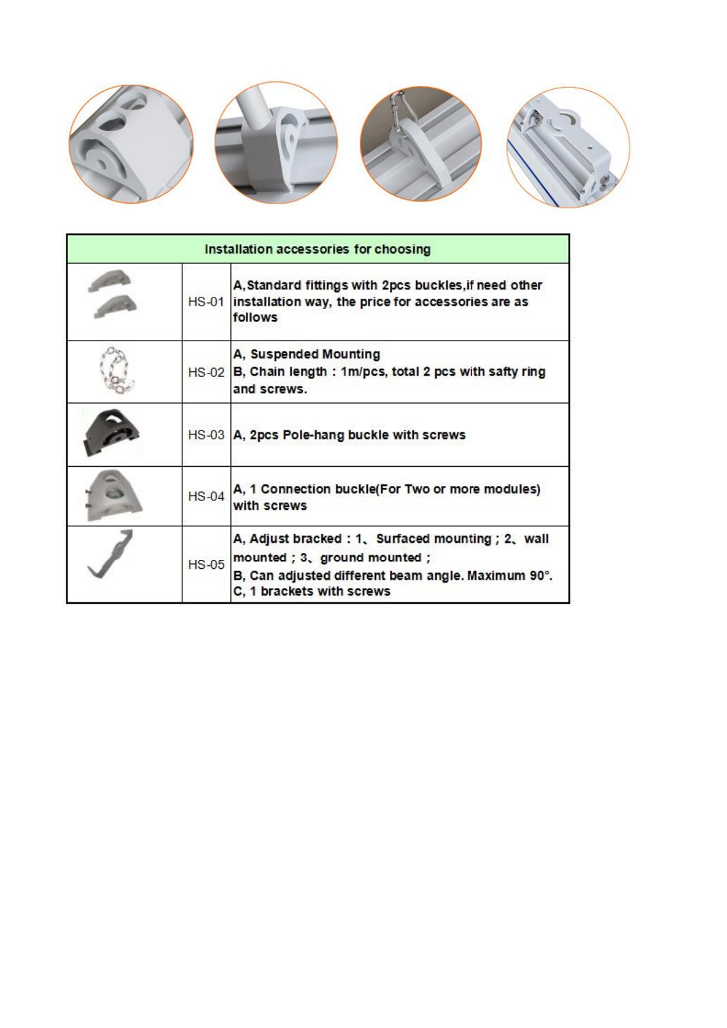| Installation accessories for choosing | | |
| --- | --- | --- |
| | HS-01 | **A, Standard fittings with 2pcs buckles, if need other installation way, the price for accessories are as follows** |
| | HS-02 | **A, Suspended Mounting**<br>**B, Chain length : 1m/pcs, total 2 pcs with safty ring and screws.** |
| | HS-03 | **A, 2pcs Pole-hang buckle with screws** |
| | HS-04 | **A, 1 Connection buckle(For Two or more modules) with screws** |
| | HS-05 | **A, Adjust bracked : 1、Surfaced mounting ; 2、wall mounted ; 3、ground mounted ;**<br>**B, Can adjusted different beam angle. Maximum 90°.**<br>**C, 1 brackets with screws** |